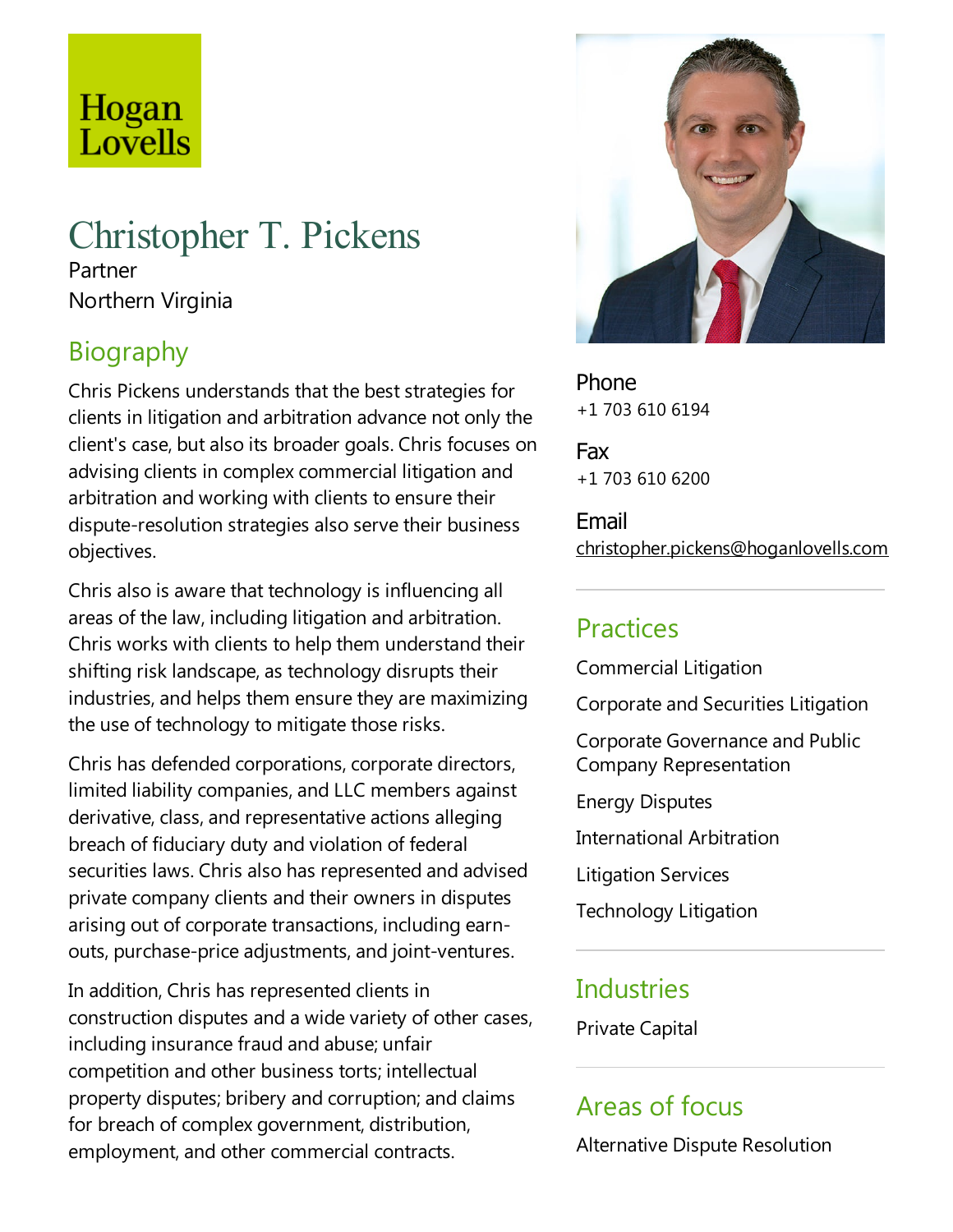Hogan Lovells

# Christopher T. Pickens

Partner

Northern Virginia

## Biography

Chris Pickens understands that the best strategies for clients in litigation and arbitration advance not only the client's case, but also its broader goals. Chris focuses on advising clients in complex commercial litigation and arbitration and working with clients to ensure their dispute-resolution strategies also serve their business objectives.

Chris also is aware that technology is influencing all areas of the law, including litigation and arbitration. Chris works with clients to help them understand their shifting risk landscape, as technology disrupts their industries, and helps them ensure they are maximizing the use of technology to mitigate those risks.

Chris has defended corporations, corporate directors, limited liability companies, and LLC members against derivative, class, and representative actions alleging breach of fiduciary duty and violation of federal securities laws. Chris also has represented and advised private company clients and their owners in disputes arising out of corporate transactions, including earn-outs, purchase-price adjustments, and joint-ventures.

In addition, Chris has represented clients in construction disputes and a wide variety of other cases, including insurance fraud and abuse; unfair competition and other business torts; intellectual property disputes; bribery and corruption; and claims for breach of complex government, distribution, employment, and other commercial contracts.

**Phone**
+1 703 610 6194

**Fax**
+1 703 610 6200

**Email**
christopher.pickens@hoganlovells.com

## Practices

Commercial Litigation

Corporate and Securities Litigation

Corporate Governance and Public Company Representation

Energy Disputes

International Arbitration

Litigation Services

Technology Litigation

## Industries

Private Capital

## Areas of focus

Alternative Dispute Resolution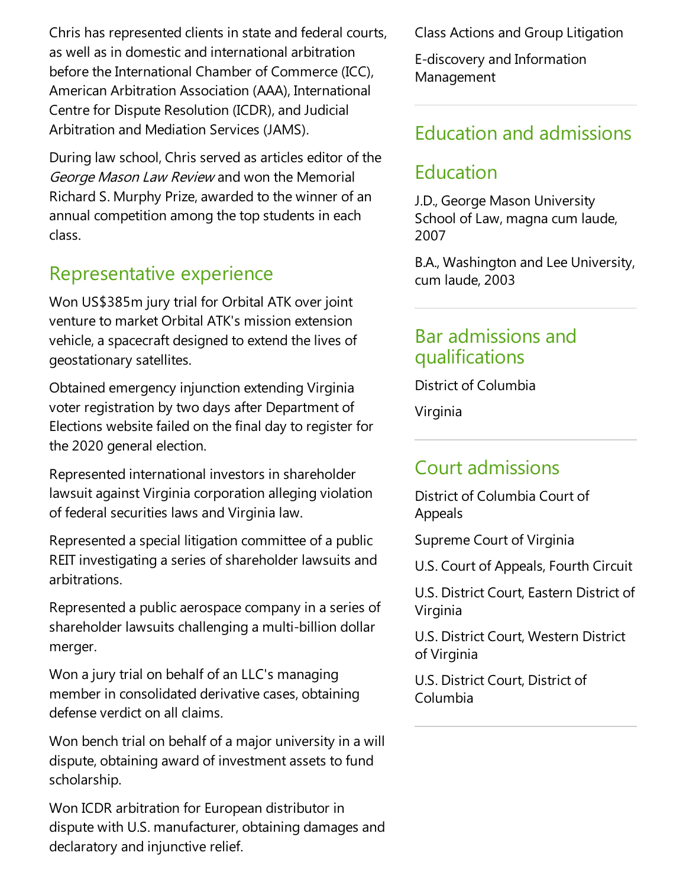Chris has represented clients in state and federal courts, as well as in domestic and international arbitration before the International Chamber of Commerce (ICC), American Arbitration Association (AAA), International Centre for Dispute Resolution (ICDR), and Judicial Arbitration and Mediation Services (JAMS).

During law school, Chris served as articles editor of the *George Mason Law Review* and won the Memorial Richard S. Murphy Prize, awarded to the winner of an annual competition among the top students in each class.

## Representative experience

Won US$385m jury trial for Orbital ATK over joint venture to market Orbital ATK's mission extension vehicle, a spacecraft designed to extend the lives of geostationary satellites.

Obtained emergency injunction extending Virginia voter registration by two days after Department of Elections website failed on the final day to register for the 2020 general election.

Represented international investors in shareholder lawsuit against Virginia corporation alleging violation of federal securities laws and Virginia law.

Represented a special litigation committee of a public REIT investigating a series of shareholder lawsuits and arbitrations.

Represented a public aerospace company in a series of shareholder lawsuits challenging a multi-billion dollar merger.

Won a jury trial on behalf of an LLC's managing member in consolidated derivative cases, obtaining defense verdict on all claims.

Won bench trial on behalf of a major university in a will dispute, obtaining award of investment assets to fund scholarship.

Won ICDR arbitration for European distributor in dispute with U.S. manufacturer, obtaining damages and declaratory and injunctive relief.

Class Actions and Group Litigation

E-discovery and Information Management

## Education and admissions

## Education

J.D., George Mason University School of Law, magna cum laude, 2007

B.A., Washington and Lee University, cum laude, 2003

## Bar admissions and qualifications

District of Columbia

Virginia

## Court admissions

District of Columbia Court of Appeals

Supreme Court of Virginia

U.S. Court of Appeals, Fourth Circuit

U.S. District Court, Eastern District of Virginia

U.S. District Court, Western District of Virginia

U.S. District Court, District of Columbia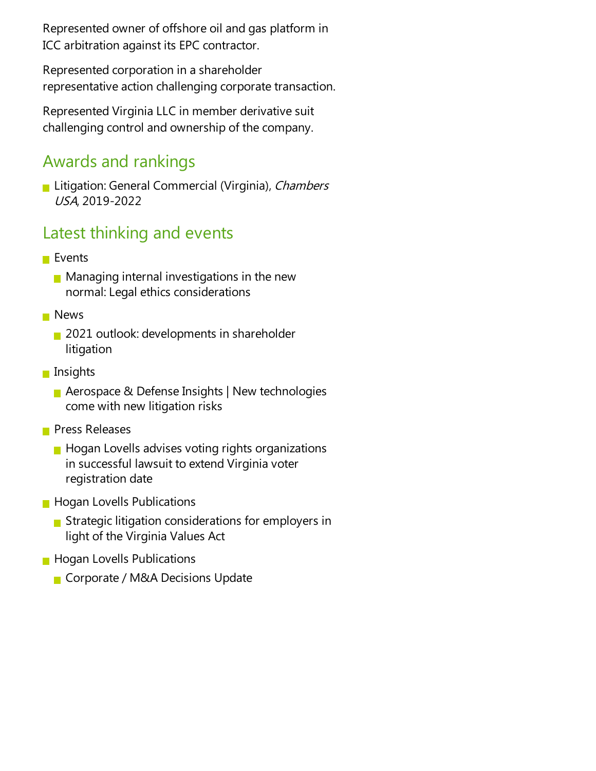Represented owner of offshore oil and gas platform in ICC arbitration against its EPC contractor.

Represented corporation in a shareholder representative action challenging corporate transaction.

Represented Virginia LLC in member derivative suit challenging control and ownership of the company.

## Awards and rankings

- Litigation: General Commercial (Virginia), *Chambers USA*, 2019-2022

## Latest thinking and events

- Events
  - Managing internal investigations in the new normal: Legal ethics considerations
- News
  - 2021 outlook: developments in shareholder litigation
- Insights
  - Aerospace & Defense Insights | New technologies come with new litigation risks
- Press Releases
  - Hogan Lovells advises voting rights organizations in successful lawsuit to extend Virginia voter registration date
- Hogan Lovells Publications
  - Strategic litigation considerations for employers in light of the Virginia Values Act
- Hogan Lovells Publications
  - Corporate / M&A Decisions Update